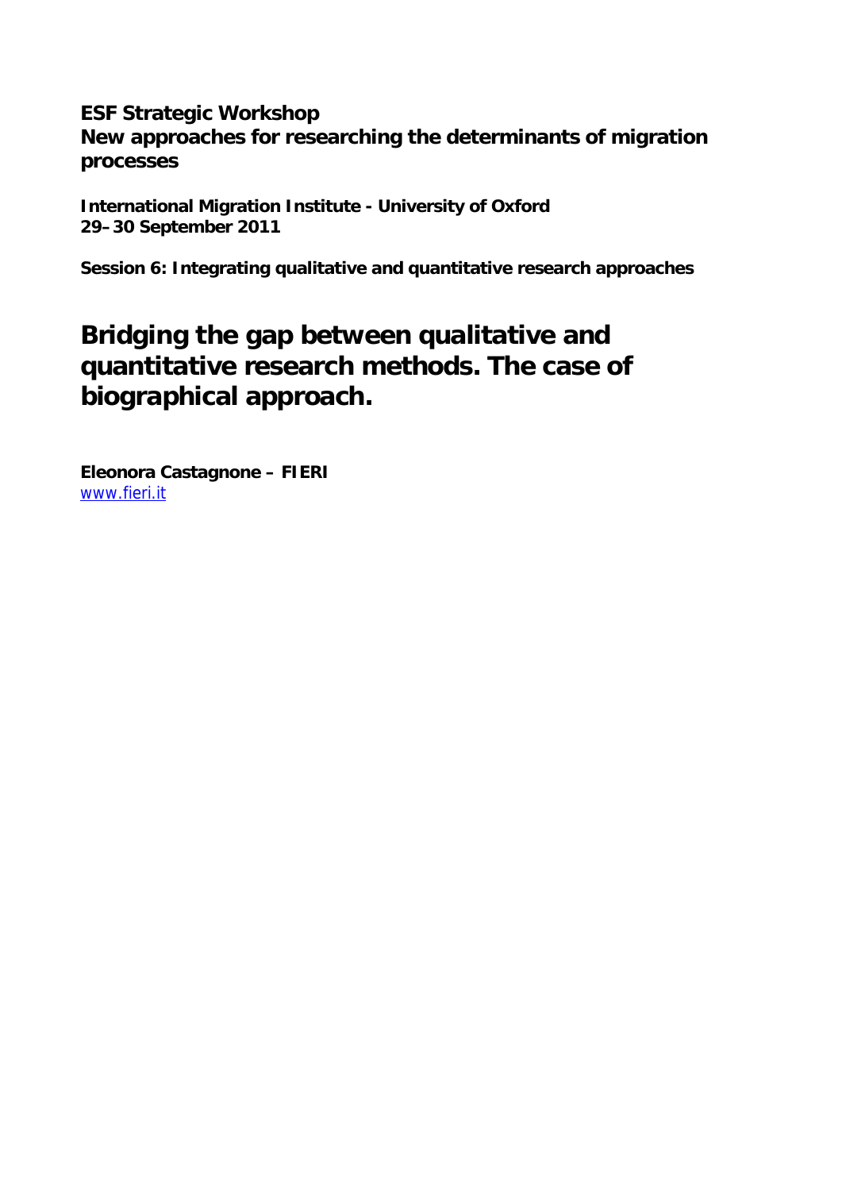**ESF Strategic Workshop**
**New approaches for researching the determinants of migration processes**

**International Migration Institute - University of Oxford**
**29–30 September 2011**

**Session 6: Integrating qualitative and quantitative research approaches**

# Bridging the gap between qualitative and quantitative research methods. The case of biographical approach.

**Eleonora Castagnone – FIERI**
www.fieri.it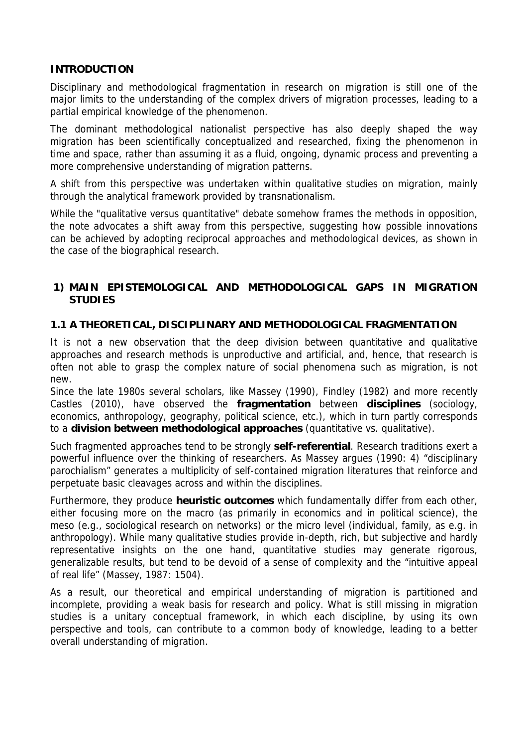## INTRODUCTION

Disciplinary and methodological fragmentation in research on migration is still one of the major limits to the understanding of the complex drivers of migration processes, leading to a partial empirical knowledge of the phenomenon.

The dominant methodological nationalist perspective has also deeply shaped the way migration has been scientifically conceptualized and researched, fixing the phenomenon in time and space, rather than assuming it as a fluid, ongoing, dynamic process and preventing a more comprehensive understanding of migration patterns.

A shift from this perspective was undertaken within qualitative studies on migration, mainly through the analytical framework provided by transnationalism.

While the "qualitative versus quantitative" debate somehow frames the methods in opposition, the note advocates a shift away from this perspective, suggesting how possible innovations can be achieved by adopting reciprocal approaches and methodological devices, as shown in the case of the biographical research.

## 1) MAIN EPISTEMOLOGICAL AND METHODOLOGICAL GAPS IN MIGRATION STUDIES

### 1.1 A THEORETICAL, DISCIPLINARY AND METHODOLOGICAL FRAGMENTATION

It is not a new observation that the deep division between quantitative and qualitative approaches and research methods is unproductive and artificial, and, hence, that research is often not able to grasp the complex nature of social phenomena such as migration, is not new.

Since the late 1980s several scholars, like Massey (1990), Findley (1982) and more recently Castles (2010), have observed the **fragmentation** between **disciplines** (sociology, economics, anthropology, geography, political science, etc.), which in turn partly corresponds to a **division between methodological approaches** (quantitative vs. qualitative).

Such fragmented approaches tend to be strongly **self-referential**. Research traditions exert a powerful influence over the thinking of researchers. As Massey argues (1990: 4) "disciplinary parochialism" generates a multiplicity of self-contained migration literatures that reinforce and perpetuate basic cleavages across and within the disciplines.

Furthermore, they produce **heuristic outcomes** which fundamentally differ from each other, either focusing more on the macro (as primarily in economics and in political science), the meso (e.g., sociological research on networks) or the micro level (individual, family, as e.g. in anthropology). While many qualitative studies provide in-depth, rich, but subjective and hardly representative insights on the one hand, quantitative studies may generate rigorous, generalizable results, but tend to be devoid of a sense of complexity and the "intuitive appeal of real life" (Massey, 1987: 1504).

As a result, our theoretical and empirical understanding of migration is partitioned and incomplete, providing a weak basis for research and policy. What is still missing in migration studies is a unitary conceptual framework, in which each discipline, by using its own perspective and tools, can contribute to a common body of knowledge, leading to a better overall understanding of migration.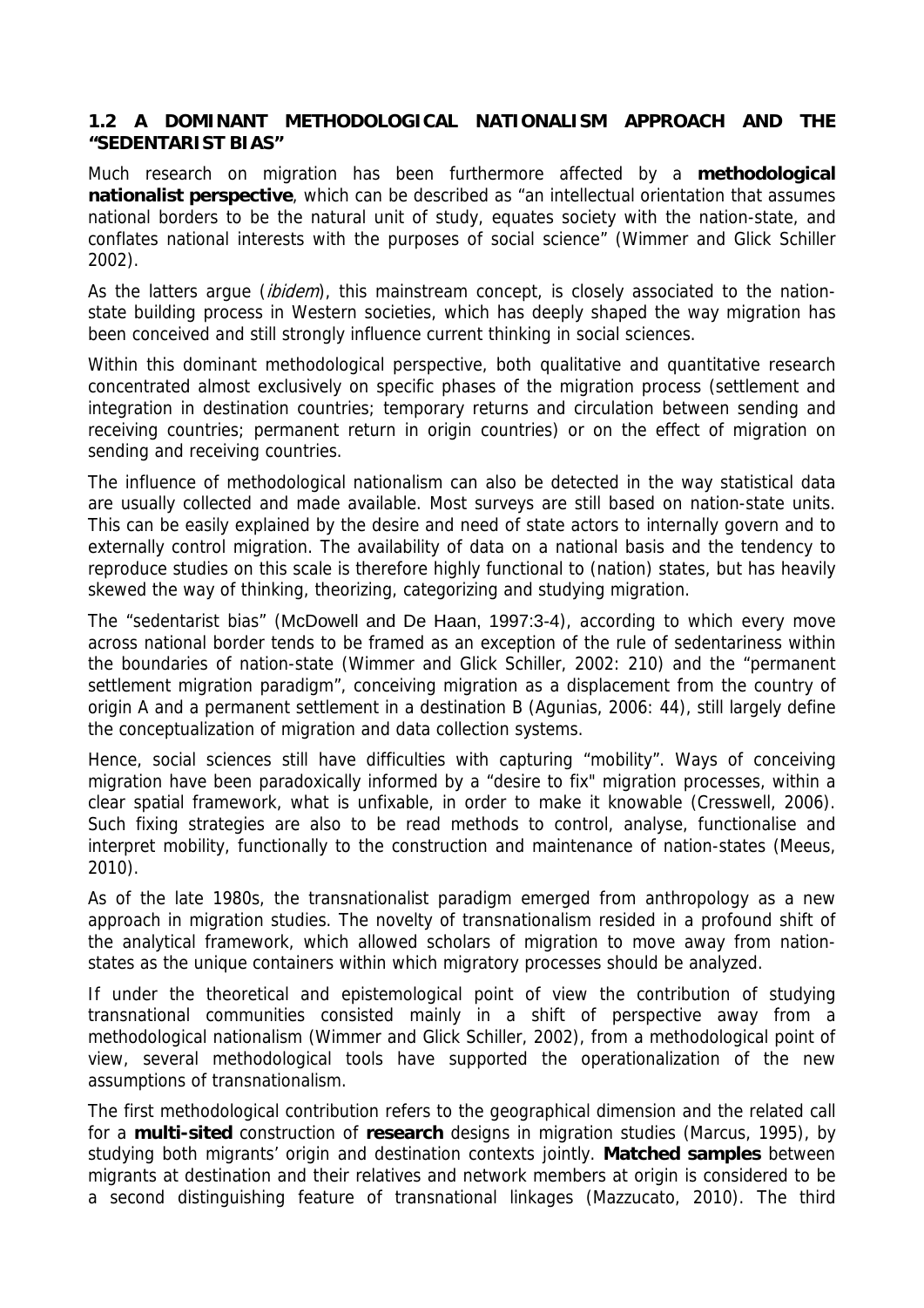### 1.2 A DOMINANT METHODOLOGICAL NATIONALISM APPROACH AND THE "SEDENTARIST BIAS"

Much research on migration has been furthermore affected by a **methodological nationalist perspective**, which can be described as "an intellectual orientation that assumes national borders to be the natural unit of study, equates society with the nation-state, and conflates national interests with the purposes of social science" (Wimmer and Glick Schiller 2002).

As the latters argue (*ibidem*), this mainstream concept, is closely associated to the nation-state building process in Western societies, which has deeply shaped the way migration has been conceived and still strongly influence current thinking in social sciences.

Within this dominant methodological perspective, both qualitative and quantitative research concentrated almost exclusively on specific phases of the migration process (settlement and integration in destination countries; temporary returns and circulation between sending and receiving countries; permanent return in origin countries) or on the effect of migration on sending and receiving countries.

The influence of methodological nationalism can also be detected in the way statistical data are usually collected and made available. Most surveys are still based on nation-state units. This can be easily explained by the desire and need of state actors to internally govern and to externally control migration. The availability of data on a national basis and the tendency to reproduce studies on this scale is therefore highly functional to (nation) states, but has heavily skewed the way of thinking, theorizing, categorizing and studying migration.

The "sedentarist bias" (McDowell and De Haan, 1997:3-4), according to which every move across national border tends to be framed as an exception of the rule of sedentariness within the boundaries of nation-state (Wimmer and Glick Schiller, 2002: 210) and the "permanent settlement migration paradigm", conceiving migration as a displacement from the country of origin A and a permanent settlement in a destination B (Agunias, 2006: 44), still largely define the conceptualization of migration and data collection systems.

Hence, social sciences still have difficulties with capturing "mobility". Ways of conceiving migration have been paradoxically informed by a "desire to fix" migration processes, within a clear spatial framework, what is unfixable, in order to make it knowable (Cresswell, 2006). Such fixing strategies are also to be read methods to control, analyse, functionalise and interpret mobility, functionally to the construction and maintenance of nation-states (Meeus, 2010).

As of the late 1980s, the transnationalist paradigm emerged from anthropology as a new approach in migration studies. The novelty of transnationalism resided in a profound shift of the analytical framework, which allowed scholars of migration to move away from nation-states as the unique containers within which migratory processes should be analyzed.

If under the theoretical and epistemological point of view the contribution of studying transnational communities consisted mainly in a shift of perspective away from a methodological nationalism (Wimmer and Glick Schiller, 2002), from a methodological point of view, several methodological tools have supported the operationalization of the new assumptions of transnationalism.

The first methodological contribution refers to the geographical dimension and the related call for a **multi-sited** construction of **research** designs in migration studies (Marcus, 1995), by studying both migrants' origin and destination contexts jointly. **Matched samples** between migrants at destination and their relatives and network members at origin is considered to be a second distinguishing feature of transnational linkages (Mazzucato, 2010). The third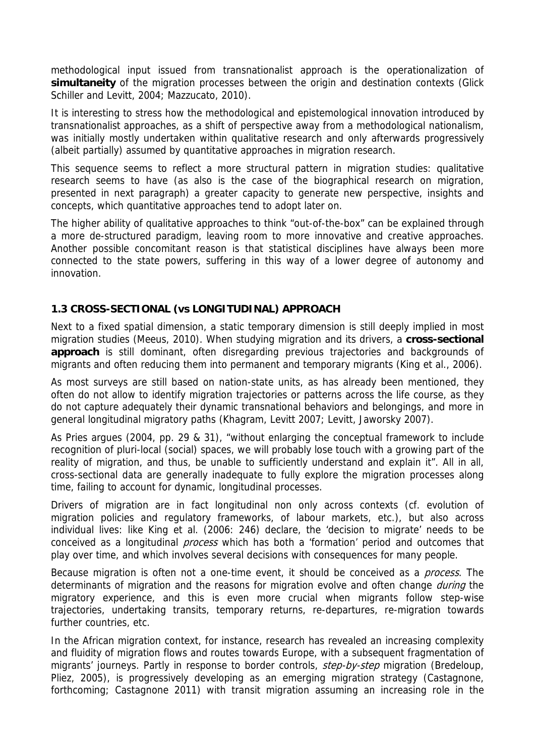methodological input issued from transnationalist approach is the operationalization of **simultaneity** of the migration processes between the origin and destination contexts (Glick Schiller and Levitt, 2004; Mazzucato, 2010).

It is interesting to stress how the methodological and epistemological innovation introduced by transnationalist approaches, as a shift of perspective away from a methodological nationalism, was initially mostly undertaken within qualitative research and only afterwards progressively (albeit partially) assumed by quantitative approaches in migration research.

This sequence seems to reflect a more structural pattern in migration studies: qualitative research seems to have (as also is the case of the biographical research on migration, presented in next paragraph) a greater capacity to generate new perspective, insights and concepts, which quantitative approaches tend to adopt later on.

The higher ability of qualitative approaches to think "out-of-the-box" can be explained through a more de-structured paradigm, leaving room to more innovative and creative approaches. Another possible concomitant reason is that statistical disciplines have always been more connected to the state powers, suffering in this way of a lower degree of autonomy and innovation.

### 1.3 CROSS-SECTIONAL (vs LONGITUDINAL) APPROACH

Next to a fixed spatial dimension, a static temporary dimension is still deeply implied in most migration studies (Meeus, 2010). When studying migration and its drivers, a **cross-sectional approach** is still dominant, often disregarding previous trajectories and backgrounds of migrants and often reducing them into permanent and temporary migrants (King et al., 2006).

As most surveys are still based on nation-state units, as has already been mentioned, they often do not allow to identify migration trajectories or patterns across the life course, as they do not capture adequately their dynamic transnational behaviors and belongings, and more in general longitudinal migratory paths (Khagram, Levitt 2007; Levitt, Jaworsky 2007).

As Pries argues (2004, pp. 29 & 31), "without enlarging the conceptual framework to include recognition of pluri-local (social) spaces, we will probably lose touch with a growing part of the reality of migration, and thus, be unable to sufficiently understand and explain it". All in all, cross-sectional data are generally inadequate to fully explore the migration processes along time, failing to account for dynamic, longitudinal processes.

Drivers of migration are in fact longitudinal non only across contexts (cf. evolution of migration policies and regulatory frameworks, of labour markets, etc.), but also across individual lives: like King et al. (2006: 246) declare, the 'decision to migrate' needs to be conceived as a longitudinal *process* which has both a 'formation' period and outcomes that play over time, and which involves several decisions with consequences for many people.

Because migration is often not a one-time event, it should be conceived as a *process*. The determinants of migration and the reasons for migration evolve and often change *during* the migratory experience, and this is even more crucial when migrants follow step-wise trajectories, undertaking transits, temporary returns, re-departures, re-migration towards further countries, etc.

In the African migration context, for instance, research has revealed an increasing complexity and fluidity of migration flows and routes towards Europe, with a subsequent fragmentation of migrants' journeys. Partly in response to border controls, *step-by-step* migration (Bredeloup, Pliez, 2005), is progressively developing as an emerging migration strategy (Castagnone, forthcoming; Castagnone 2011) with transit migration assuming an increasing role in the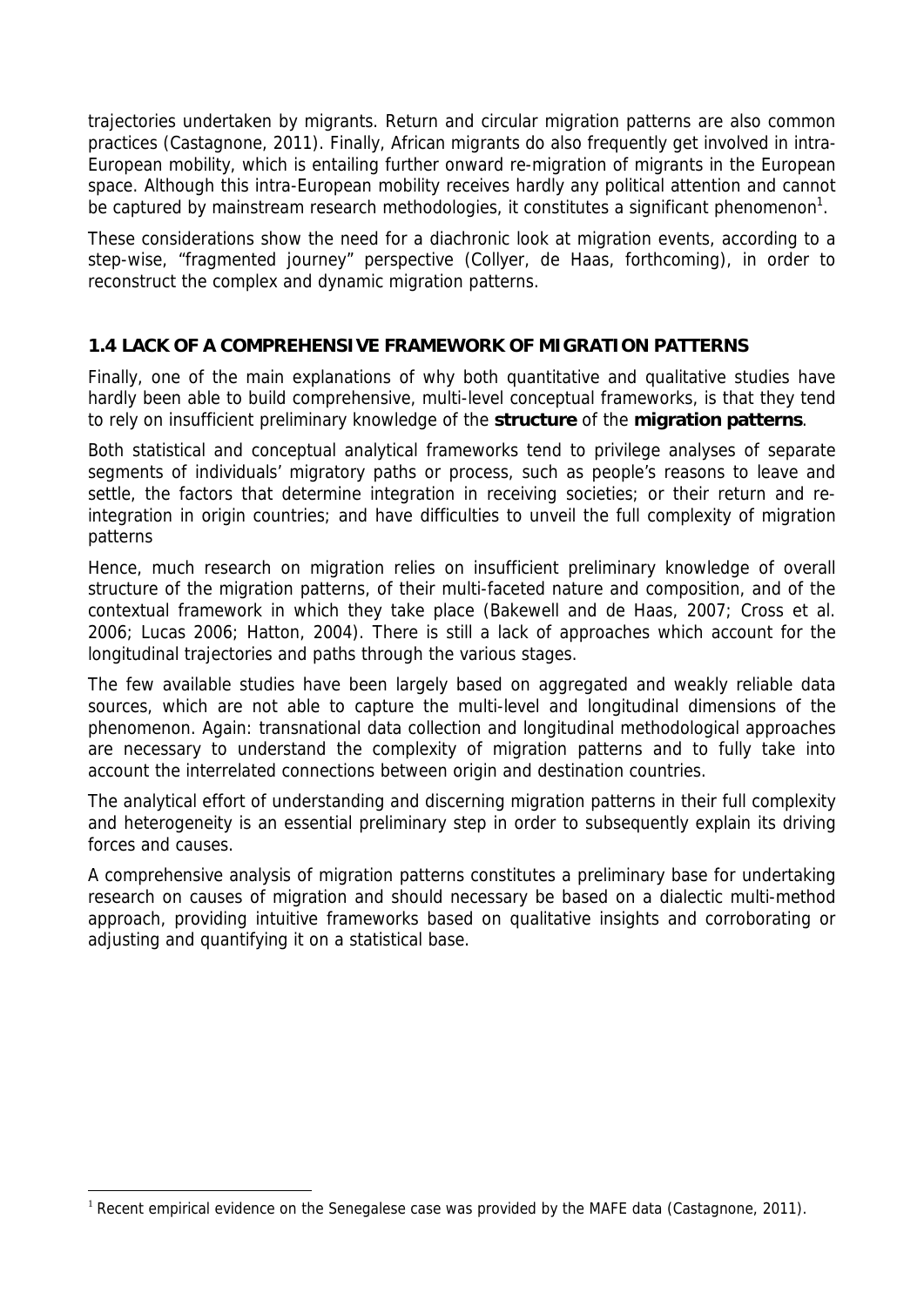trajectories undertaken by migrants. Return and circular migration patterns are also common practices (Castagnone, 2011). Finally, African migrants do also frequently get involved in intra-European mobility, which is entailing further onward re-migration of migrants in the European space. Although this intra-European mobility receives hardly any political attention and cannot be captured by mainstream research methodologies, it constitutes a significant phenomenon[1].

These considerations show the need for a diachronic look at migration events, according to a step-wise, "fragmented journey" perspective (Collyer, de Haas, forthcoming), in order to reconstruct the complex and dynamic migration patterns.

### 1.4 LACK OF A COMPREHENSIVE FRAMEWORK OF MIGRATION PATTERNS

Finally, one of the main explanations of why both quantitative and qualitative studies have hardly been able to build comprehensive, multi-level conceptual frameworks, is that they tend to rely on insufficient preliminary knowledge of the **structure** of the **migration patterns**.

Both statistical and conceptual analytical frameworks tend to privilege analyses of separate segments of individuals' migratory paths or process, such as people's reasons to leave and settle, the factors that determine integration in receiving societies; or their return and re-integration in origin countries; and have difficulties to unveil the full complexity of migration patterns

Hence, much research on migration relies on insufficient preliminary knowledge of overall structure of the migration patterns, of their multi-faceted nature and composition, and of the contextual framework in which they take place (Bakewell and de Haas, 2007; Cross et al. 2006; Lucas 2006; Hatton, 2004). There is still a lack of approaches which account for the longitudinal trajectories and paths through the various stages.

The few available studies have been largely based on aggregated and weakly reliable data sources, which are not able to capture the multi-level and longitudinal dimensions of the phenomenon. Again: transnational data collection and longitudinal methodological approaches are necessary to understand the complexity of migration patterns and to fully take into account the interrelated connections between origin and destination countries.

The analytical effort of understanding and discerning migration patterns in their full complexity and heterogeneity is an essential preliminary step in order to subsequently explain its driving forces and causes.

A comprehensive analysis of migration patterns constitutes a preliminary base for undertaking research on causes of migration and should necessary be based on a dialectic multi-method approach, providing intuitive frameworks based on qualitative insights and corroborating or adjusting and quantifying it on a statistical base.

[1] Recent empirical evidence on the Senegalese case was provided by the MAFE data (Castagnone, 2011).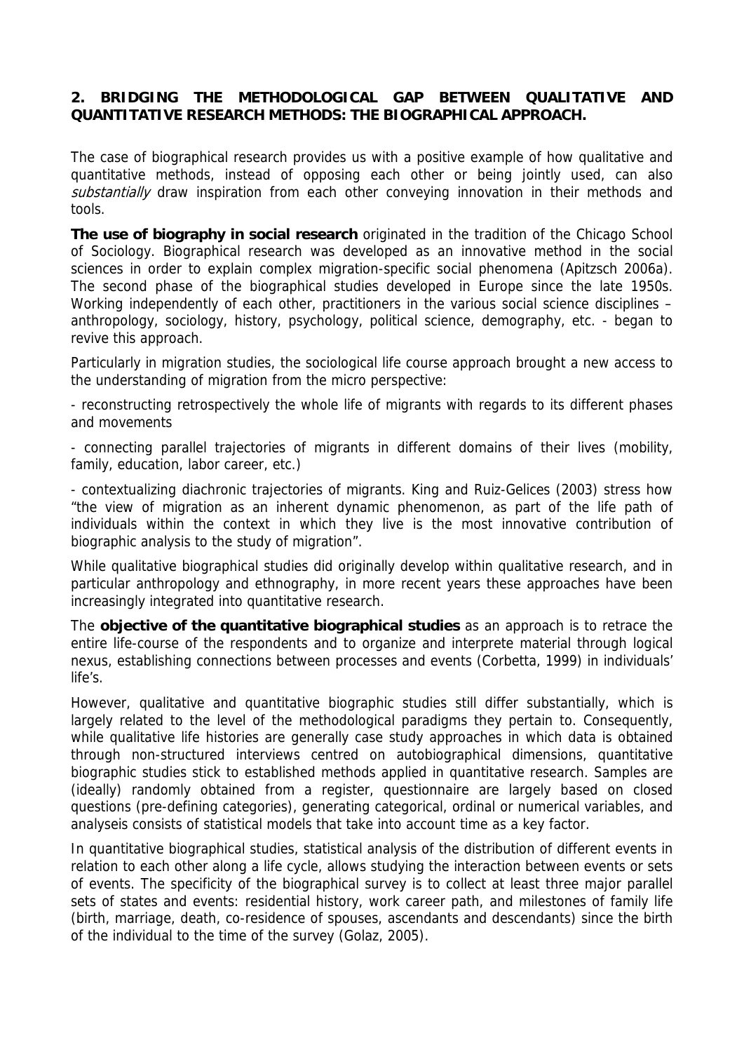## 2. BRIDGING THE METHODOLOGICAL GAP BETWEEN QUALITATIVE AND QUANTITATIVE RESEARCH METHODS: THE BIOGRAPHICAL APPROACH.

The case of biographical research provides us with a positive example of how qualitative and quantitative methods, instead of opposing each other or being jointly used, can also *substantially* draw inspiration from each other conveying innovation in their methods and tools.

**The use of biography in social research** originated in the tradition of the Chicago School of Sociology. Biographical research was developed as an innovative method in the social sciences in order to explain complex migration-specific social phenomena (Apitzsch 2006a). The second phase of the biographical studies developed in Europe since the late 1950s. Working independently of each other, practitioners in the various social science disciplines – anthropology, sociology, history, psychology, political science, demography, etc. - began to revive this approach.

Particularly in migration studies, the sociological life course approach brought a new access to the understanding of migration from the micro perspective:

- reconstructing retrospectively the whole life of migrants with regards to its different phases and movements

- connecting parallel trajectories of migrants in different domains of their lives (mobility, family, education, labor career, etc.)

- contextualizing diachronic trajectories of migrants. King and Ruiz-Gelices (2003) stress how "the view of migration as an inherent dynamic phenomenon, as part of the life path of individuals within the context in which they live is the most innovative contribution of biographic analysis to the study of migration".

While qualitative biographical studies did originally develop within qualitative research, and in particular anthropology and ethnography, in more recent years these approaches have been increasingly integrated into quantitative research.

The **objective of the quantitative biographical studies** as an approach is to retrace the entire life-course of the respondents and to organize and interprete material through logical nexus, establishing connections between processes and events (Corbetta, 1999) in individuals' life's.

However, qualitative and quantitative biographic studies still differ substantially, which is largely related to the level of the methodological paradigms they pertain to. Consequently, while qualitative life histories are generally case study approaches in which data is obtained through non-structured interviews centred on autobiographical dimensions, quantitative biographic studies stick to established methods applied in quantitative research. Samples are (ideally) randomly obtained from a register, questionnaire are largely based on closed questions (pre-defining categories), generating categorical, ordinal or numerical variables, and analyseis consists of statistical models that take into account time as a key factor.

In quantitative biographical studies, statistical analysis of the distribution of different events in relation to each other along a life cycle, allows studying the interaction between events or sets of events. The specificity of the biographical survey is to collect at least three major parallel sets of states and events: residential history, work career path, and milestones of family life (birth, marriage, death, co-residence of spouses, ascendants and descendants) since the birth of the individual to the time of the survey (Golaz, 2005).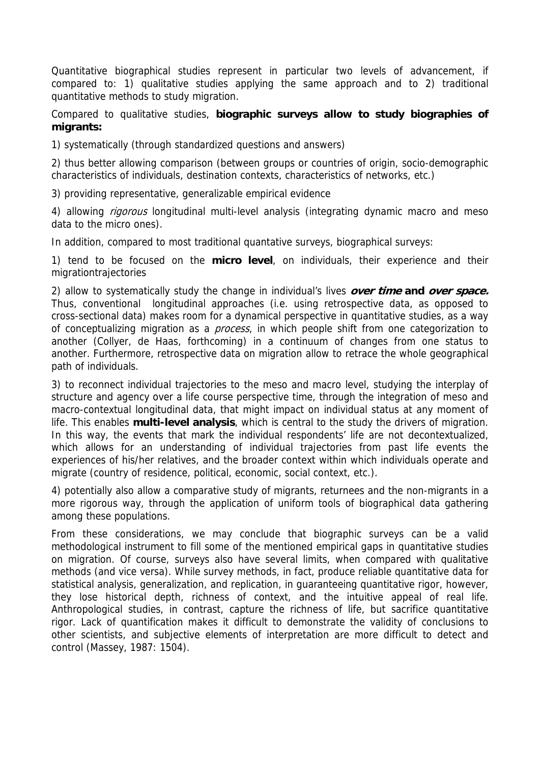Quantitative biographical studies represent in particular two levels of advancement, if compared to: 1) qualitative studies applying the same approach and to 2) traditional quantitative methods to study migration.

Compared to qualitative studies, **biographic surveys allow to study biographies of migrants:**

1) systematically (through standardized questions and answers)

2) thus better allowing comparison (between groups or countries of origin, socio-demographic characteristics of individuals, destination contexts, characteristics of networks, etc.)

3) providing representative, generalizable empirical evidence

4) allowing *rigorous* longitudinal multi-level analysis (integrating dynamic macro and meso data to the micro ones).

In addition, compared to most traditional quantative surveys, biographical surveys:

1) tend to be focused on the **micro level**, on individuals, their experience and their migrationtrajectories

2) allow to systematically study the change in individual's lives ***over time*** **and** ***over space.*** Thus, conventional longitudinal approaches (i.e. using retrospective data, as opposed to cross-sectional data) makes room for a dynamical perspective in quantitative studies, as a way of conceptualizing migration as a *process*, in which people shift from one categorization to another (Collyer, de Haas, forthcoming) in a continuum of changes from one status to another. Furthermore, retrospective data on migration allow to retrace the whole geographical path of individuals.

3) to reconnect individual trajectories to the meso and macro level, studying the interplay of structure and agency over a life course perspective time, through the integration of meso and macro-contextual longitudinal data, that might impact on individual status at any moment of life. This enables **multi-level analysis**, which is central to the study the drivers of migration. In this way, the events that mark the individual respondents' life are not decontextualized, which allows for an understanding of individual trajectories from past life events the experiences of his/her relatives, and the broader context within which individuals operate and migrate (country of residence, political, economic, social context, etc.).

4) potentially also allow a comparative study of migrants, returnees and the non-migrants in a more rigorous way, through the application of uniform tools of biographical data gathering among these populations.

From these considerations, we may conclude that biographic surveys can be a valid methodological instrument to fill some of the mentioned empirical gaps in quantitative studies on migration. Of course, surveys also have several limits, when compared with qualitative methods (and vice versa). While survey methods, in fact, produce reliable quantitative data for statistical analysis, generalization, and replication, in guaranteeing quantitative rigor, however, they lose historical depth, richness of context, and the intuitive appeal of real life. Anthropological studies, in contrast, capture the richness of life, but sacrifice quantitative rigor. Lack of quantification makes it difficult to demonstrate the validity of conclusions to other scientists, and subjective elements of interpretation are more difficult to detect and control (Massey, 1987: 1504).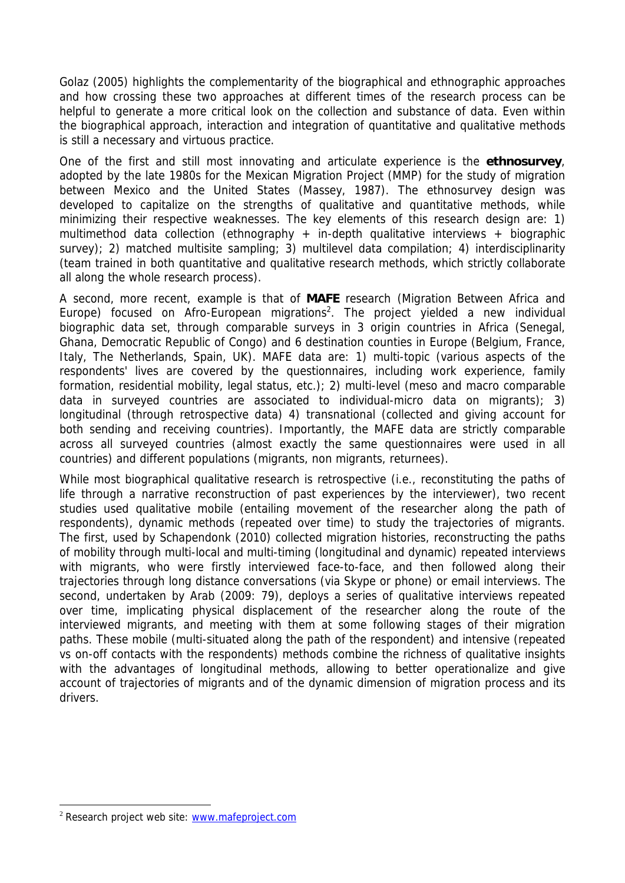Golaz (2005) highlights the complementarity of the biographical and ethnographic approaches and how crossing these two approaches at different times of the research process can be helpful to generate a more critical look on the collection and substance of data. Even within the biographical approach, interaction and integration of quantitative and qualitative methods is still a necessary and virtuous practice.

One of the first and still most innovating and articulate experience is the **ethnosurvey**, adopted by the late 1980s for the Mexican Migration Project (MMP) for the study of migration between Mexico and the United States (Massey, 1987). The ethnosurvey design was developed to capitalize on the strengths of qualitative and quantitative methods, while minimizing their respective weaknesses. The key elements of this research design are: 1) multimethod data collection (ethnography + in-depth qualitative interviews + biographic survey); 2) matched multisite sampling; 3) multilevel data compilation; 4) interdisciplinarity (team trained in both quantitative and qualitative research methods, which strictly collaborate all along the whole research process).

A second, more recent, example is that of **MAFE** research (Migration Between Africa and Europe) focused on Afro-European migrations[2]. The project yielded a new individual biographic data set, through comparable surveys in 3 origin countries in Africa (Senegal, Ghana, Democratic Republic of Congo) and 6 destination counties in Europe (Belgium, France, Italy, The Netherlands, Spain, UK). MAFE data are: 1) multi-topic (various aspects of the respondents' lives are covered by the questionnaires, including work experience, family formation, residential mobility, legal status, etc.); 2) multi-level (meso and macro comparable data in surveyed countries are associated to individual-micro data on migrants); 3) longitudinal (through retrospective data) 4) transnational (collected and giving account for both sending and receiving countries). Importantly, the MAFE data are strictly comparable across all surveyed countries (almost exactly the same questionnaires were used in all countries) and different populations (migrants, non migrants, returnees).

While most biographical qualitative research is retrospective (i.e., reconstituting the paths of life through a narrative reconstruction of past experiences by the interviewer), two recent studies used qualitative mobile (entailing movement of the researcher along the path of respondents), dynamic methods (repeated over time) to study the trajectories of migrants. The first, used by Schapendonk (2010) collected migration histories, reconstructing the paths of mobility through multi-local and multi-timing (longitudinal and dynamic) repeated interviews with migrants, who were firstly interviewed face-to-face, and then followed along their trajectories through long distance conversations (via Skype or phone) or email interviews. The second, undertaken by Arab (2009: 79), deploys a series of qualitative interviews repeated over time, implicating physical displacement of the researcher along the route of the interviewed migrants, and meeting with them at some following stages of their migration paths. These mobile (multi-situated along the path of the respondent) and intensive (repeated vs on-off contacts with the respondents) methods combine the richness of qualitative insights with the advantages of longitudinal methods, allowing to better operationalize and give account of trajectories of migrants and of the dynamic dimension of migration process and its drivers.

---

[2] Research project web site: www.mafeproject.com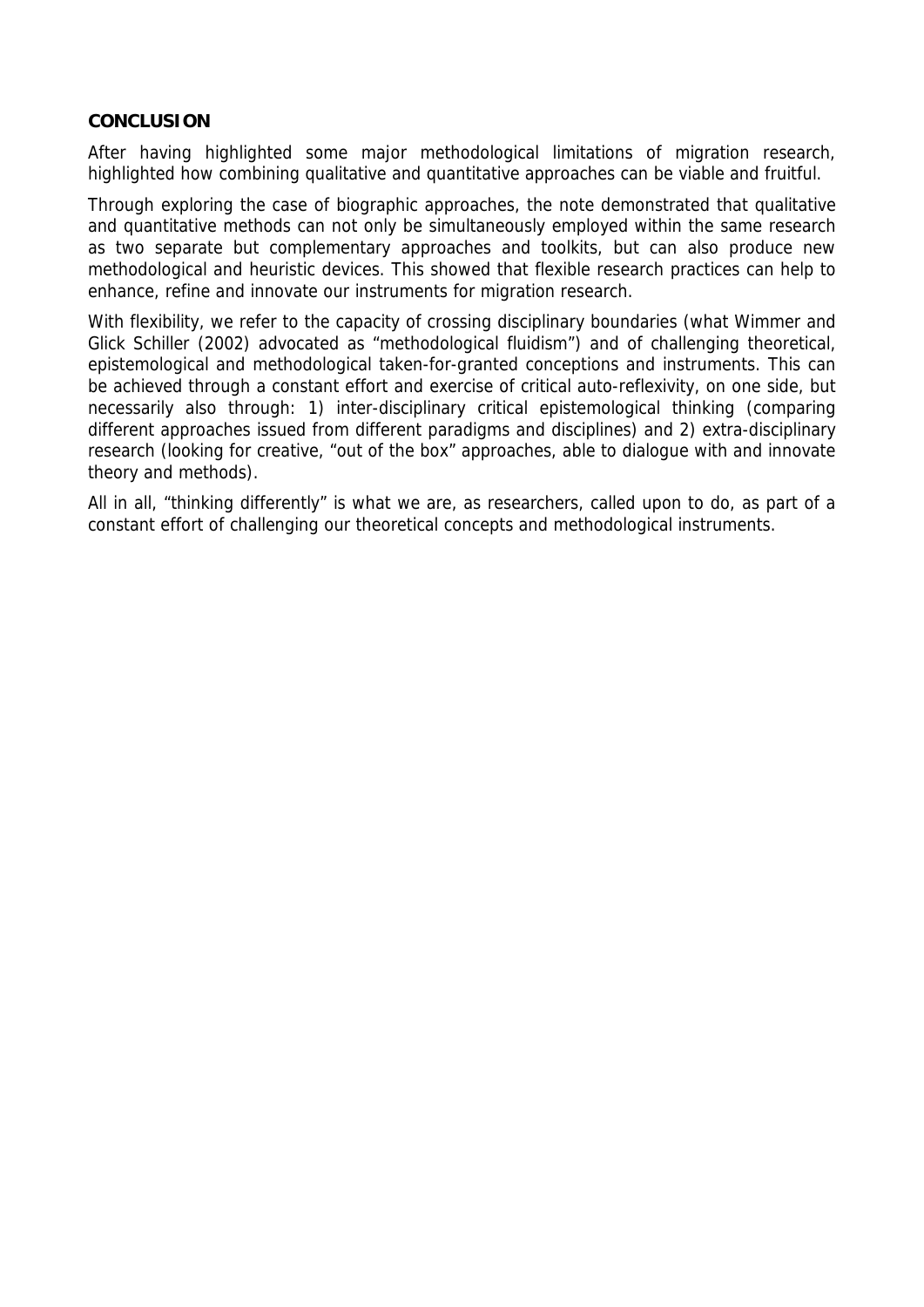## CONCLUSION

After having highlighted some major methodological limitations of migration research, highlighted how combining qualitative and quantitative approaches can be viable and fruitful.

Through exploring the case of biographic approaches, the note demonstrated that qualitative and quantitative methods can not only be simultaneously employed within the same research as two separate but complementary approaches and toolkits, but can also produce new methodological and heuristic devices. This showed that flexible research practices can help to enhance, refine and innovate our instruments for migration research.

With flexibility, we refer to the capacity of crossing disciplinary boundaries (what Wimmer and Glick Schiller (2002) advocated as "methodological fluidism") and of challenging theoretical, epistemological and methodological taken-for-granted conceptions and instruments. This can be achieved through a constant effort and exercise of critical auto-reflexivity, on one side, but necessarily also through: 1) inter-disciplinary critical epistemological thinking (comparing different approaches issued from different paradigms and disciplines) and 2) extra-disciplinary research (looking for creative, "out of the box" approaches, able to dialogue with and innovate theory and methods).

All in all, "thinking differently" is what we are, as researchers, called upon to do, as part of a constant effort of challenging our theoretical concepts and methodological instruments.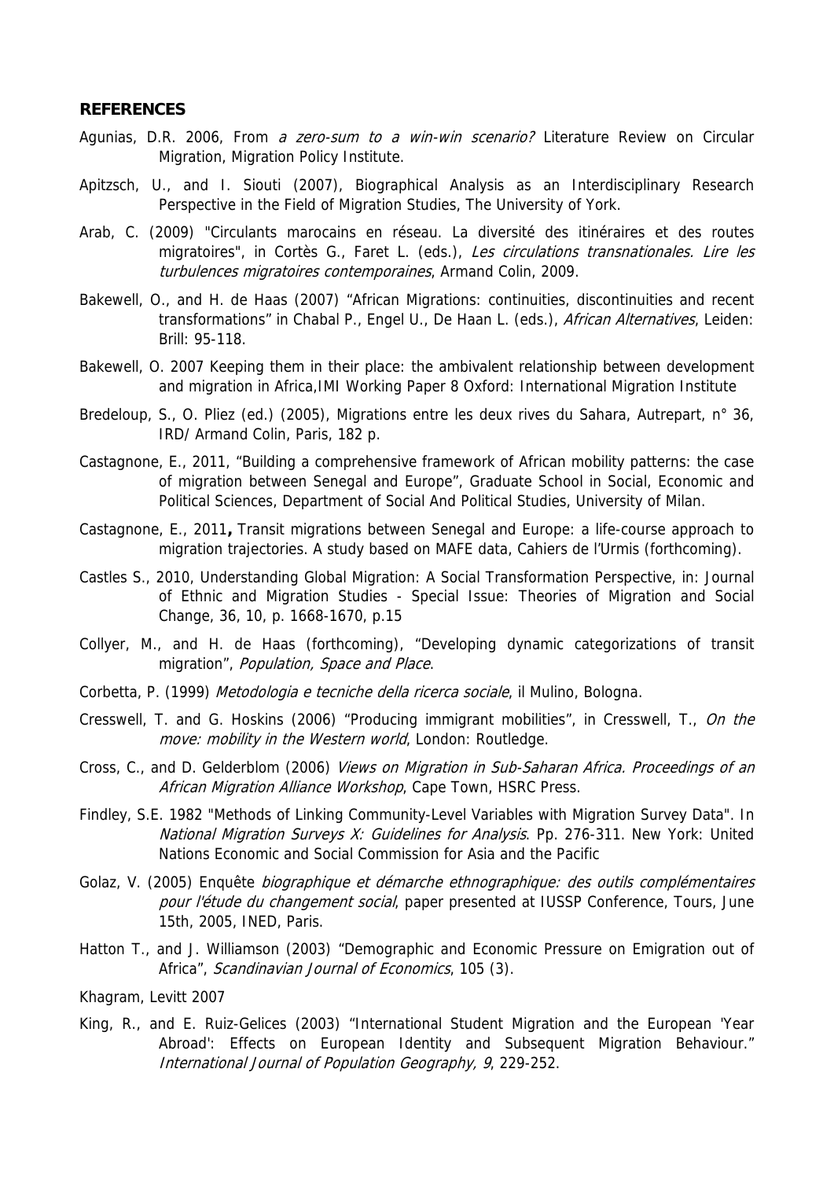**REFERENCES**

Agunias, D.R. 2006, From *a zero-sum to a win-win scenario?* Literature Review on Circular Migration, Migration Policy Institute.

Apitzsch, U., and I. Siouti (2007), Biographical Analysis as an Interdisciplinary Research Perspective in the Field of Migration Studies, The University of York.

Arab, C. (2009) "Circulants marocains en réseau. La diversité des itinéraires et des routes migratoires", in Cortès G., Faret L. (eds.), *Les circulations transnationales. Lire les turbulences migratoires contemporaines*, Armand Colin, 2009.

Bakewell, O., and H. de Haas (2007) "African Migrations: continuities, discontinuities and recent transformations" in Chabal P., Engel U., De Haan L. (eds.), *African Alternatives*, Leiden: Brill: 95-118.

Bakewell, O. 2007 Keeping them in their place: the ambivalent relationship between development and migration in Africa,IMI Working Paper 8 Oxford: International Migration Institute

Bredeloup, S., O. Pliez (ed.) (2005), Migrations entre les deux rives du Sahara, Autrepart, n° 36, IRD/ Armand Colin, Paris, 182 p.

Castagnone, E., 2011, "Building a comprehensive framework of African mobility patterns: the case of migration between Senegal and Europe", Graduate School in Social, Economic and Political Sciences, Department of Social And Political Studies, University of Milan.

Castagnone, E., 2011**,** Transit migrations between Senegal and Europe: a life-course approach to migration trajectories. A study based on MAFE data, Cahiers de l'Urmis (forthcoming).

Castles S., 2010, Understanding Global Migration: A Social Transformation Perspective, in: Journal of Ethnic and Migration Studies - Special Issue: Theories of Migration and Social Change, 36, 10, p. 1668-1670, p.15

Collyer, M., and H. de Haas (forthcoming), "Developing dynamic categorizations of transit migration", *Population, Space and Place*.

Corbetta, P. (1999) *Metodologia e tecniche della ricerca sociale*, il Mulino, Bologna.

Cresswell, T. and G. Hoskins (2006) "Producing immigrant mobilities", in Cresswell, T., *On the move: mobility in the Western world*, London: Routledge.

Cross, C., and D. Gelderblom (2006) *Views on Migration in Sub-Saharan Africa. Proceedings of an African Migration Alliance Workshop*, Cape Town, HSRC Press.

Findley, S.E. 1982 "Methods of Linking Community-Level Variables with Migration Survey Data". In *National Migration Surveys X: Guidelines for Analysis*. Pp. 276-311. New York: United Nations Economic and Social Commission for Asia and the Pacific

Golaz, V. (2005) Enquête *biographique et démarche ethnographique: des outils complémentaires pour l'étude du changement social*, paper presented at IUSSP Conference, Tours, June 15th, 2005, INED, Paris.

Hatton T., and J. Williamson (2003) "Demographic and Economic Pressure on Emigration out of Africa", *Scandinavian Journal of Economics*, 105 (3).

Khagram, Levitt 2007

King, R., and E. Ruiz-Gelices (2003) "International Student Migration and the European 'Year Abroad': Effects on European Identity and Subsequent Migration Behaviour." *International Journal of Population Geography, 9*, 229-252.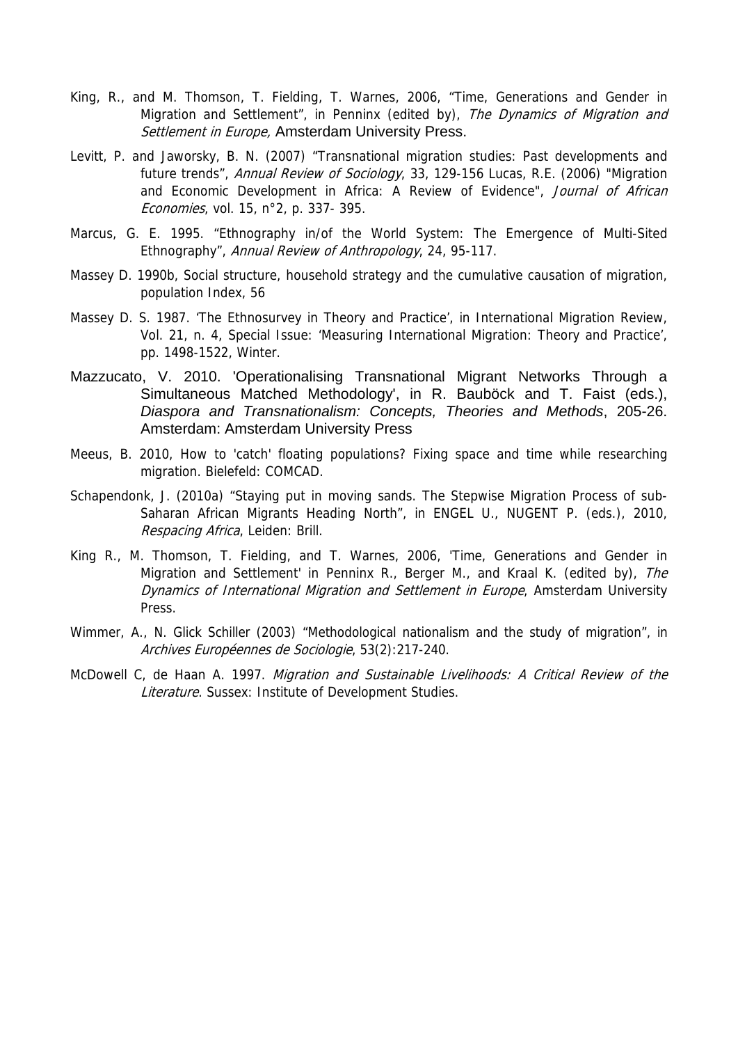King, R., and M. Thomson, T. Fielding, T. Warnes, 2006, “Time, Generations and Gender in Migration and Settlement”, in Penninx (edited by), *The Dynamics of Migration and Settlement in Europe,* Amsterdam University Press.

Levitt, P. and Jaworsky, B. N. (2007) “Transnational migration studies: Past developments and future trends”, *Annual Review of Sociology*, 33, 129-156 Lucas, R.E. (2006) "Migration and Economic Development in Africa: A Review of Evidence", *Journal of African Economies*, vol. 15, n°2, p. 337- 395.

Marcus, G. E. 1995. “Ethnography in/of the World System: The Emergence of Multi-Sited Ethnography”, *Annual Review of Anthropology*, 24, 95-117.

Massey D. 1990b, Social structure, household strategy and the cumulative causation of migration, population Index, 56

Massey D. S. 1987. ‘The Ethnosurvey in Theory and Practice’, in International Migration Review, Vol. 21, n. 4, Special Issue: ‘Measuring International Migration: Theory and Practice’, pp. 1498-1522, Winter.

Mazzucato, V. 2010. 'Operationalising Transnational Migrant Networks Through a Simultaneous Matched Methodology', in R. Bauböck and T. Faist (eds.), *Diaspora and Transnationalism: Concepts, Theories and Methods*, 205-26. Amsterdam: Amsterdam University Press

Meeus, B. 2010, How to 'catch' floating populations? Fixing space and time while researching migration. Bielefeld: COMCAD.

Schapendonk, J. (2010a) “Staying put in moving sands. The Stepwise Migration Process of sub-Saharan African Migrants Heading North”, in ENGEL U., NUGENT P. (eds.), 2010, *Respacing Africa*, Leiden: Brill.

King R., M. Thomson, T. Fielding, and T. Warnes, 2006, 'Time, Generations and Gender in Migration and Settlement' in Penninx R., Berger M., and Kraal K. (edited by), *The Dynamics of International Migration and Settlement in Europe*, Amsterdam University Press.

Wimmer, A., N. Glick Schiller (2003) “Methodological nationalism and the study of migration”, in *Archives Européennes de Sociologie*, 53(2):217-240.

McDowell C, de Haan A. 1997. *Migration and Sustainable Livelihoods: A Critical Review of the Literature*. Sussex: Institute of Development Studies.